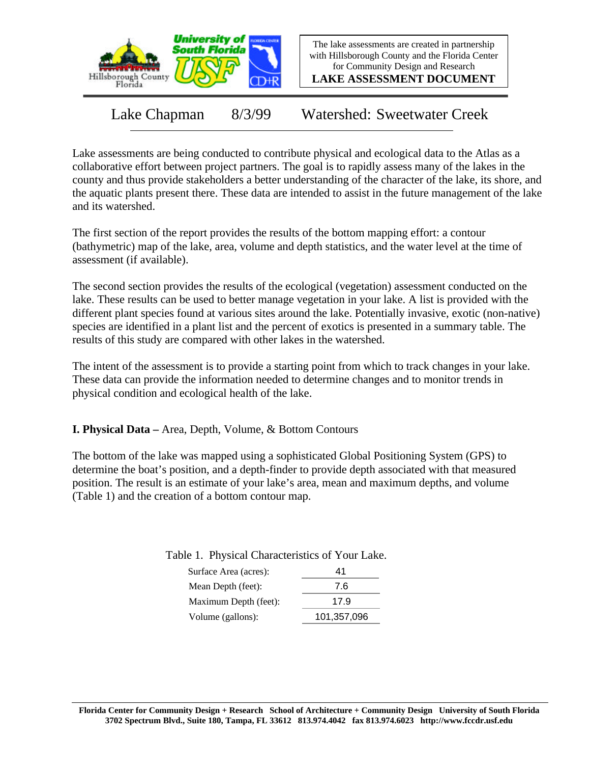The lake assessments are created in partnership with Hillsborough County and the Florida Center for Community Design and Research

**LAKE ASSESSMENT DOCUMENT**

# Lake Chapman 8/3/99 Watershed: Sweetwater Creek

Lake assessments are being conducted to contribute physical and ecological data to the Atlas as a collaborative effort between project partners. The goal is to rapidly assess many of the lakes in the county and thus provide stakeholders a better understanding of the character of the lake, its shore, and the aquatic plants present there. These data are intended to assist in the future management of the lake and its watershed.

The first section of the report provides the results of the bottom mapping effort: a contour (bathymetric) map of the lake, area, volume and depth statistics, and the water level at the time of assessment (if available).

The second section provides the results of the ecological (vegetation) assessment conducted on the lake. These results can be used to better manage vegetation in your lake. A list is provided with the different plant species found at various sites around the lake. Potentially invasive, exotic (non-native) species are identified in a plant list and the percent of exotics is presented in a summary table. The results of this study are compared with other lakes in the watershed.

The intent of the assessment is to provide a starting point from which to track changes in your lake. These data can provide the information needed to determine changes and to monitor trends in physical condition and ecological health of the lake.

## I. Physical Data – Area, Depth, Volume, & Bottom Contours

The bottom of the lake was mapped using a sophisticated Global Positioning System (GPS) to determine the boat's position, and a depth-finder to provide depth associated with that measured position. The result is an estimate of your lake's area, mean and maximum depths, and volume (Table 1) and the creation of a bottom contour map.

Table 1. Physical Characteristics of Your Lake.

| Characteristic | Value |
|---|---|
| Surface Area (acres): | 41 |
| Mean Depth (feet): | 7.6 |
| Maximum Depth (feet): | 17.9 |
| Volume (gallons): | 101,357,096 |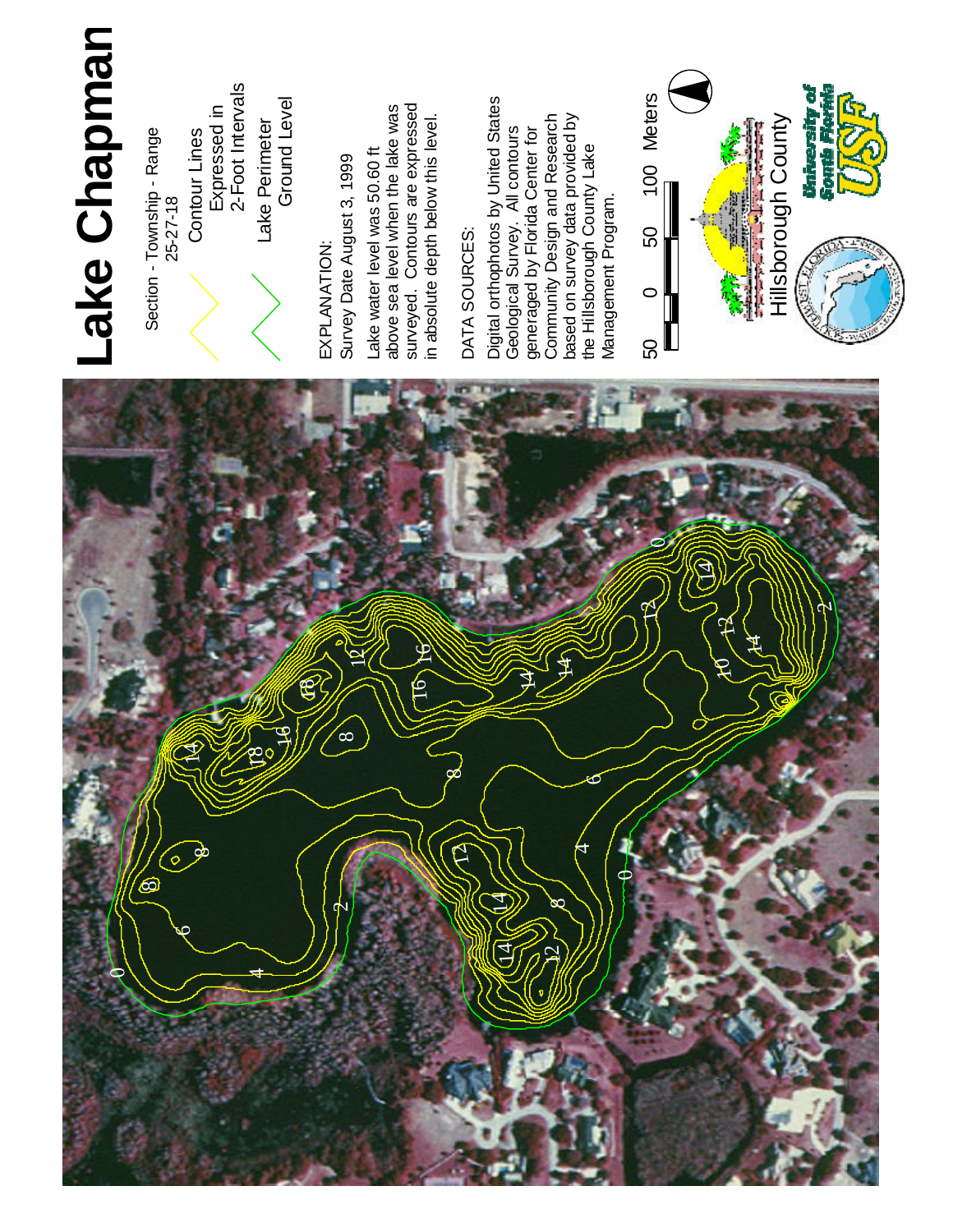# Lake Chapman

Section - Township - Range
25-27-18

Contour Lines
Expressed in
2-Foot Intervals

Lake Perimeter
Ground Level

EXPLANATION:
Survey Date August 3, 1999

Lake water level was 50.60 ft above sea level when the lake was surveyed. Contours are expressed in absolute depth below this level.

DATA SOURCES:

Digital orthophotos by United States Geological Survey. All contours generaged by Florida Center for Community Design and Research based on survey data provided by the Hillsborough County Lake Management Program.

50 0 50 100 Meters

Hillsborough County

University of South Florida
USF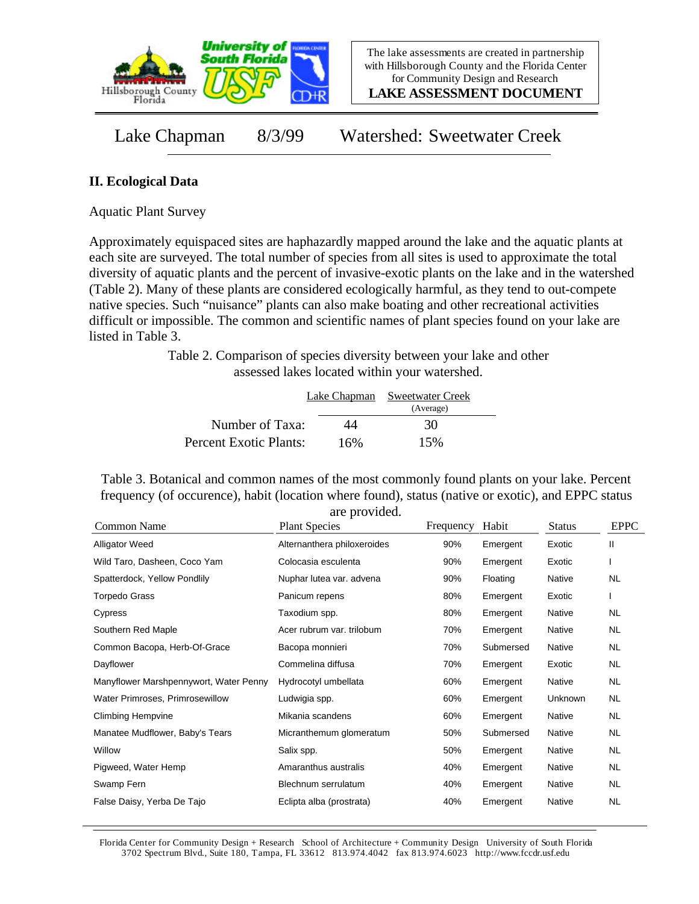Lake Chapman 8/3/99 Watershed: Sweetwater Creek

## II. Ecological Data

Aquatic Plant Survey

Approximately equispaced sites are haphazardly mapped around the lake and the aquatic plants at each site are surveyed. The total number of species from all sites is used to approximate the total diversity of aquatic plants and the percent of invasive-exotic plants on the lake and in the watershed (Table 2). Many of these plants are considered ecologically harmful, as they tend to out-compete native species. Such "nuisance" plants can also make boating and other recreational activities difficult or impossible. The common and scientific names of plant species found on your lake are listed in Table 3.

Table 2. Comparison of species diversity between your lake and other assessed lakes located within your watershed.

| | Lake Chapman | Sweetwater Creek (Average) |
|---|---|---|
| Number of Taxa: | 44 | 30 |
| Percent Exotic Plants: | 16% | 15% |

Table 3. Botanical and common names of the most commonly found plants on your lake. Percent frequency (of occurence), habit (location where found), status (native or exotic), and EPPC status are provided.

| Common Name | Plant Species | Frequency | Habit | Status | EPPC |
|---|---|---|---|---|---|
| Alligator Weed | Alternanthera philoxeroides | 90% | Emergent | Exotic | II |
| Wild Taro, Dasheen, Coco Yam | Colocasia esculenta | 90% | Emergent | Exotic | I |
| Spatterdock, Yellow Pondlily | Nuphar lutea var. advena | 90% | Floating | Native | NL |
| Torpedo Grass | Panicum repens | 80% | Emergent | Exotic | I |
| Cypress | Taxodium spp. | 80% | Emergent | Native | NL |
| Southern Red Maple | Acer rubrum var. trilobum | 70% | Emergent | Native | NL |
| Common Bacopa, Herb-Of-Grace | Bacopa monnieri | 70% | Submersed | Native | NL |
| Dayflower | Commelina diffusa | 70% | Emergent | Exotic | NL |
| Manyflower Marshpennywort, Water Penny | Hydrocotyl umbellata | 60% | Emergent | Native | NL |
| Water Primroses, Primrosewillow | Ludwigia spp. | 60% | Emergent | Unknown | NL |
| Climbing Hempvine | Mikania scandens | 60% | Emergent | Native | NL |
| Manatee Mudflower, Baby's Tears | Micranthemum glomeratum | 50% | Submersed | Native | NL |
| Willow | Salix spp. | 50% | Emergent | Native | NL |
| Pigweed, Water Hemp | Amaranthus australis | 40% | Emergent | Native | NL |
| Swamp Fern | Blechnum serrulatum | 40% | Emergent | Native | NL |
| False Daisy, Yerba De Tajo | Eclipta alba (prostrata) | 40% | Emergent | Native | NL |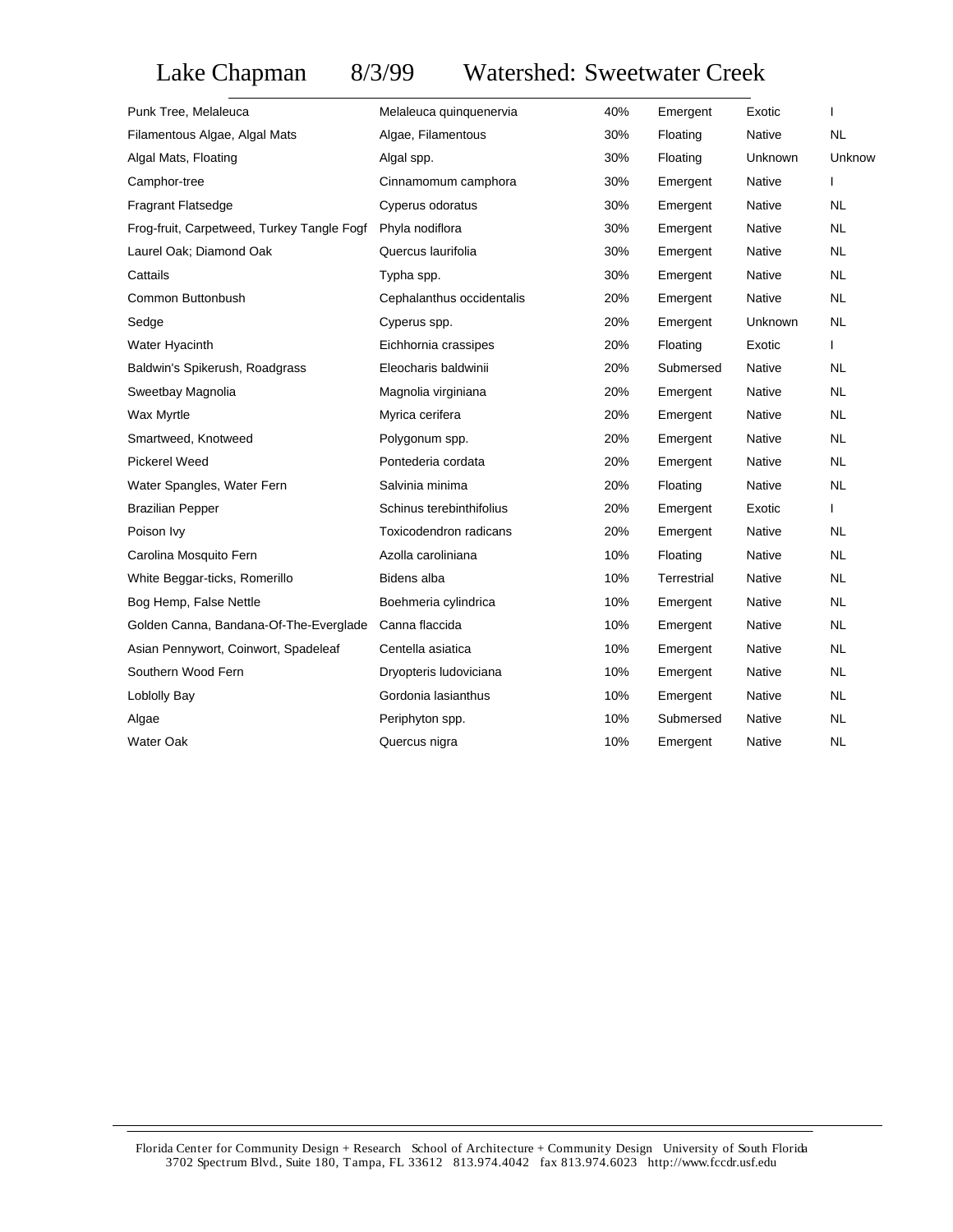# Lake Chapman 8/3/99 Watershed: Sweetwater Creek

| | | | | | |
|---|---|---|---|---|---|
| Punk Tree, Melaleuca | Melaleuca quinquenervia | 40% | Emergent | Exotic | I |
| Filamentous Algae, Algal Mats | Algae, Filamentous | 30% | Floating | Native | NL |
| Algal Mats, Floating | Algal spp. | 30% | Floating | Unknown | Unknow |
| Camphor-tree | Cinnamomum camphora | 30% | Emergent | Native | I |
| Fragrant Flatsedge | Cyperus odoratus | 30% | Emergent | Native | NL |
| Frog-fruit, Carpetweed, Turkey Tangle Fogf | Phyla nodiflora | 30% | Emergent | Native | NL |
| Laurel Oak; Diamond Oak | Quercus laurifolia | 30% | Emergent | Native | NL |
| Cattails | Typha spp. | 30% | Emergent | Native | NL |
| Common Buttonbush | Cephalanthus occidentalis | 20% | Emergent | Native | NL |
| Sedge | Cyperus spp. | 20% | Emergent | Unknown | NL |
| Water Hyacinth | Eichhornia crassipes | 20% | Floating | Exotic | I |
| Baldwin's Spikerush, Roadgrass | Eleocharis baldwinii | 20% | Submersed | Native | NL |
| Sweetbay Magnolia | Magnolia virginiana | 20% | Emergent | Native | NL |
| Wax Myrtle | Myrica cerifera | 20% | Emergent | Native | NL |
| Smartweed, Knotweed | Polygonum spp. | 20% | Emergent | Native | NL |
| Pickerel Weed | Pontederia cordata | 20% | Emergent | Native | NL |
| Water Spangles, Water Fern | Salvinia minima | 20% | Floating | Native | NL |
| Brazilian Pepper | Schinus terebinthifolius | 20% | Emergent | Exotic | I |
| Poison Ivy | Toxicodendron radicans | 20% | Emergent | Native | NL |
| Carolina Mosquito Fern | Azolla caroliniana | 10% | Floating | Native | NL |
| White Beggar-ticks, Romerillo | Bidens alba | 10% | Terrestrial | Native | NL |
| Bog Hemp, False Nettle | Boehmeria cylindrica | 10% | Emergent | Native | NL |
| Golden Canna, Bandana-Of-The-Everglade | Canna flaccida | 10% | Emergent | Native | NL |
| Asian Pennywort, Coinwort, Spadeleaf | Centella asiatica | 10% | Emergent | Native | NL |
| Southern Wood Fern | Dryopteris ludoviciana | 10% | Emergent | Native | NL |
| Loblolly Bay | Gordonia lasianthus | 10% | Emergent | Native | NL |
| Algae | Periphyton spp. | 10% | Submersed | Native | NL |
| Water Oak | Quercus nigra | 10% | Emergent | Native | NL |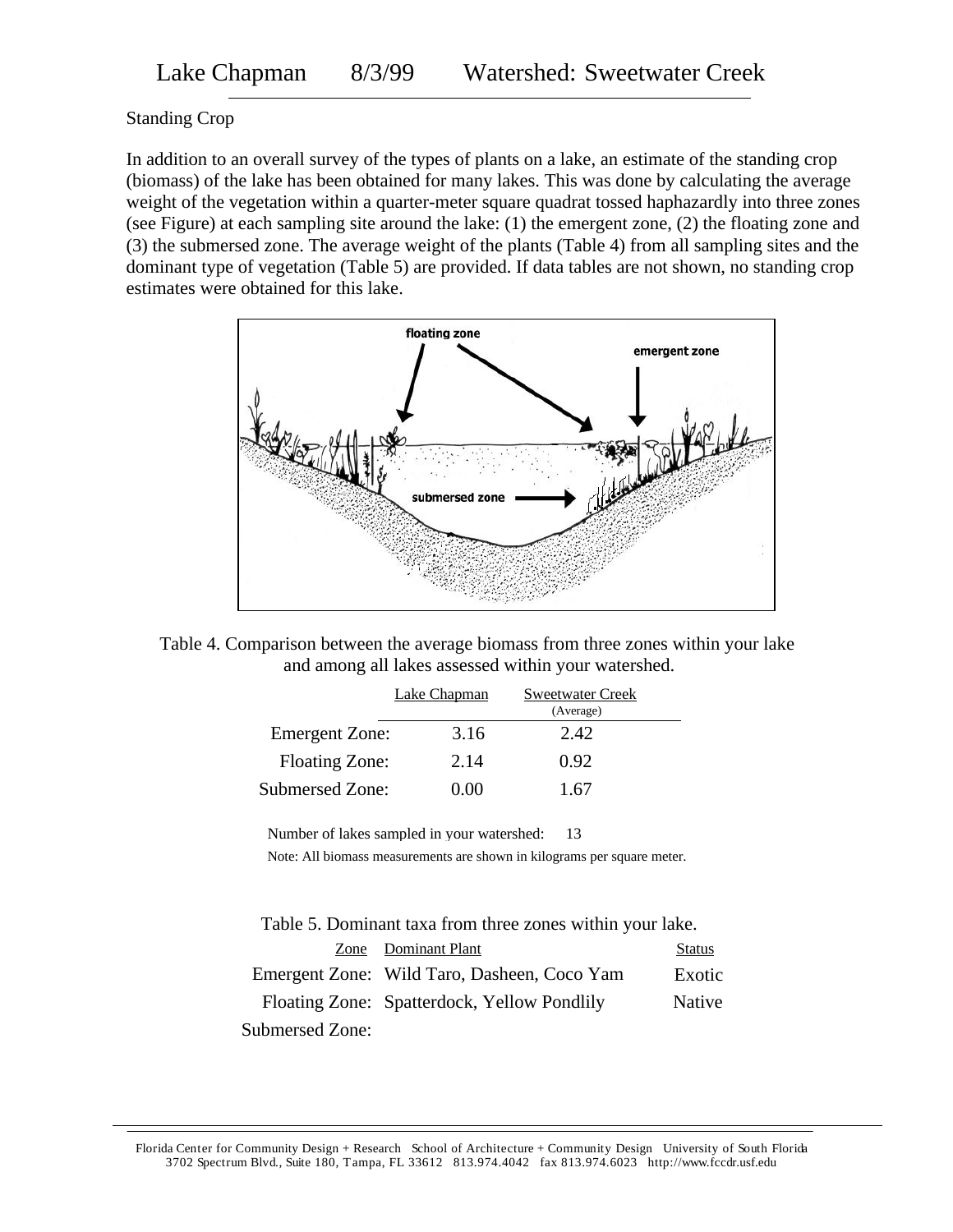Lake Chapman 8/3/99 Watershed: Sweetwater Creek

Standing Crop

In addition to an overall survey of the types of plants on a lake, an estimate of the standing crop (biomass) of the lake has been obtained for many lakes. This was done by calculating the average weight of the vegetation within a quarter-meter square quadrat tossed haphazardly into three zones (see Figure) at each sampling site around the lake: (1) the emergent zone, (2) the floating zone and (3) the submersed zone. The average weight of the plants (Table 4) from all sampling sites and the dominant type of vegetation (Table 5) are provided. If data tables are not shown, no standing crop estimates were obtained for this lake.

floating zone

emergent zone

submersed zone

Table 4. Comparison between the average biomass from three zones within your lake and among all lakes assessed within your watershed.

| | Lake Chapman | Sweetwater Creek (Average) |
|---|---|---|
| Emergent Zone: | 3.16 | 2.42 |
| Floating Zone: | 2.14 | 0.92 |
| Submersed Zone: | 0.00 | 1.67 |

Number of lakes sampled in your watershed: 13

Note: All biomass measurements are shown in kilograms per square meter.

Table 5. Dominant taxa from three zones within your lake.

| Zone | Dominant Plant | Status |
|---|---|---|
| Emergent Zone: | Wild Taro, Dasheen, Coco Yam | Exotic |
| Floating Zone: | Spatterdock, Yellow Pondlily | Native |
| Submersed Zone: | | |